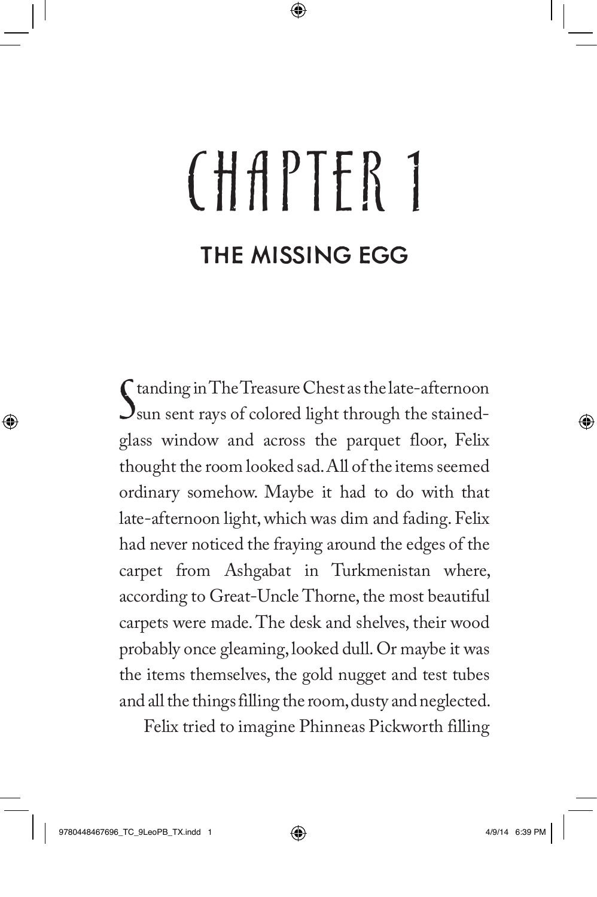# CHAPTER 1

## THE MISSING EGG

Standing in The Treasure Chest as the late-afternoon sun sent rays of colored light through the stained-glass window and across the parquet floor, Felix thought the room looked sad. All of the items seemed ordinary somehow. Maybe it had to do with that late-afternoon light, which was dim and fading. Felix had never noticed the fraying around the edges of the carpet from Ashgabat in Turkmenistan where, according to Great-Uncle Thorne, the most beautiful carpets were made. The desk and shelves, their wood probably once gleaming, looked dull. Or maybe it was the items themselves, the gold nugget and test tubes and all the things filling the room, dusty and neglected.

Felix tried to imagine Phinneas Pickworth filling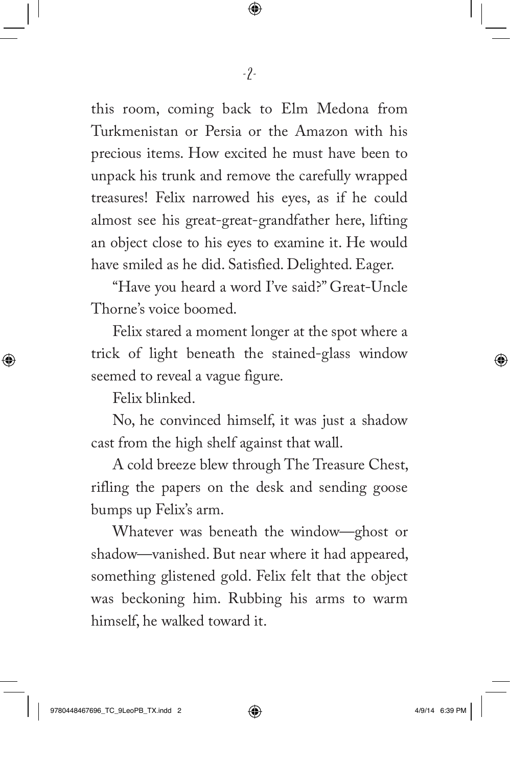this room, coming back to Elm Medona from Turkmenistan or Persia or the Amazon with his precious items. How excited he must have been to unpack his trunk and remove the carefully wrapped treasures! Felix narrowed his eyes, as if he could almost see his great-great-grandfather here, lifting an object close to his eyes to examine it. He would have smiled as he did. Satisfied. Delighted. Eager.

"Have you heard a word I've said?" Great-Uncle Thorne's voice boomed.

Felix stared a moment longer at the spot where a trick of light beneath the stained-glass window seemed to reveal a vague figure.

Felix blinked.

No, he convinced himself, it was just a shadow cast from the high shelf against that wall.

A cold breeze blew through The Treasure Chest, rifling the papers on the desk and sending goose bumps up Felix's arm.

Whatever was beneath the window—ghost or shadow—vanished. But near where it had appeared, something glistened gold. Felix felt that the object was beckoning him. Rubbing his arms to warm himself, he walked toward it.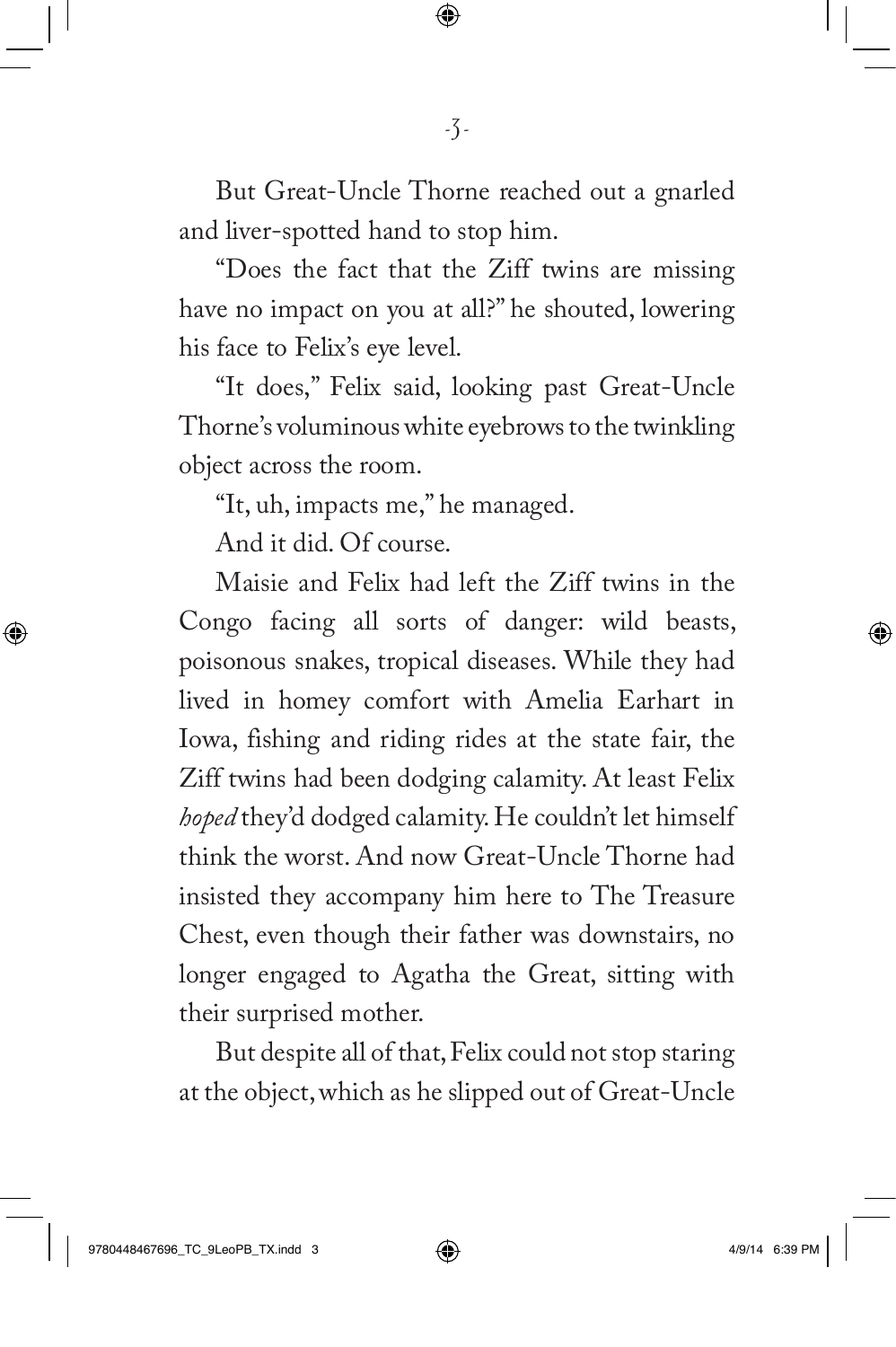But Great-Uncle Thorne reached out a gnarled and liver-spotted hand to stop him.

"Does the fact that the Ziff twins are missing have no impact on you at all?" he shouted, lowering his face to Felix's eye level.

"It does," Felix said, looking past Great-Uncle Thorne's voluminous white eyebrows to the twinkling object across the room.

"It, uh, impacts me," he managed.

And it did. Of course.

Maisie and Felix had left the Ziff twins in the Congo facing all sorts of danger: wild beasts, poisonous snakes, tropical diseases. While they had lived in homey comfort with Amelia Earhart in Iowa, fishing and riding rides at the state fair, the Ziff twins had been dodging calamity. At least Felix *hoped* they'd dodged calamity. He couldn't let himself think the worst. And now Great-Uncle Thorne had insisted they accompany him here to The Treasure Chest, even though their father was downstairs, no longer engaged to Agatha the Great, sitting with their surprised mother.

But despite all of that, Felix could not stop staring at the object, which as he slipped out of Great-Uncle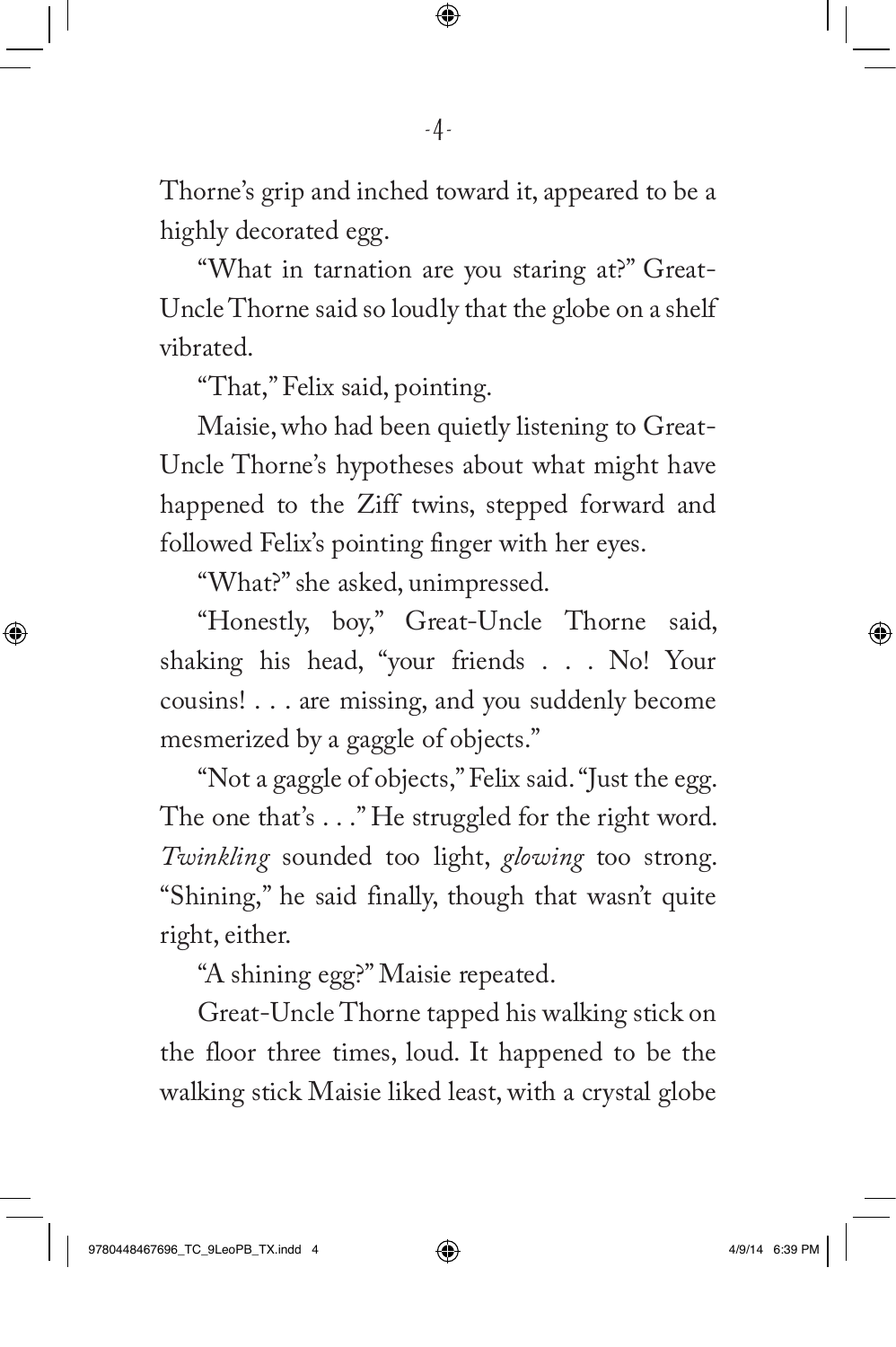Thorne's grip and inched toward it, appeared to be a highly decorated egg.

"What in tarnation are you staring at?" Great-Uncle Thorne said so loudly that the globe on a shelf vibrated.

"That," Felix said, pointing.

Maisie, who had been quietly listening to Great-Uncle Thorne's hypotheses about what might have happened to the Ziff twins, stepped forward and followed Felix's pointing finger with her eyes.

"What?" she asked, unimpressed.

"Honestly, boy," Great-Uncle Thorne said, shaking his head, "your friends . . . No! Your cousins! . . . are missing, and you suddenly become mesmerized by a gaggle of objects."

"Not a gaggle of objects," Felix said. "Just the egg. The one that's . . ." He struggled for the right word. *Twinkling* sounded too light, *glowing* too strong. "Shining," he said finally, though that wasn't quite right, either.

"A shining egg?" Maisie repeated.

Great-Uncle Thorne tapped his walking stick on the floor three times, loud. It happened to be the walking stick Maisie liked least, with a crystal globe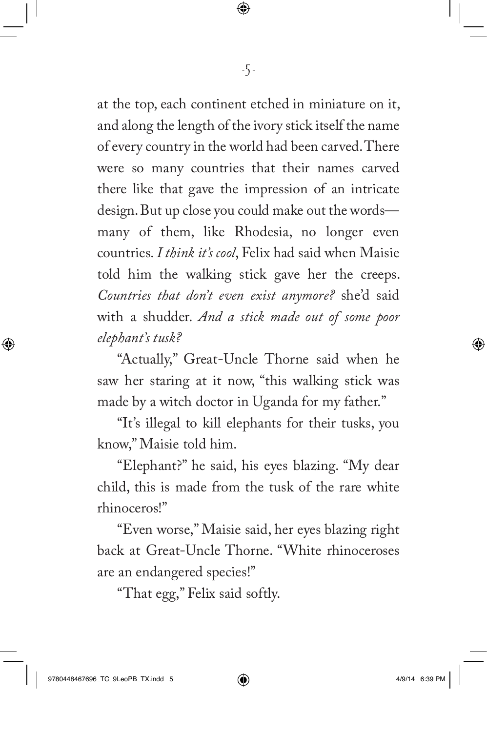at the top, each continent etched in miniature on it, and along the length of the ivory stick itself the name of every country in the world had been carved. There were so many countries that their names carved there like that gave the impression of an intricate design. But up close you could make out the words—many of them, like Rhodesia, no longer even countries. *I think it's cool*, Felix had said when Maisie told him the walking stick gave her the creeps. *Countries that don't even exist anymore?* she'd said with a shudder. *And a stick made out of some poor elephant's tusk?*

"Actually," Great-Uncle Thorne said when he saw her staring at it now, "this walking stick was made by a witch doctor in Uganda for my father."

"It's illegal to kill elephants for their tusks, you know," Maisie told him.

"Elephant?" he said, his eyes blazing. "My dear child, this is made from the tusk of the rare white rhinoceros!"

"Even worse," Maisie said, her eyes blazing right back at Great-Uncle Thorne. "White rhinoceroses are an endangered species!"

"That egg," Felix said softly.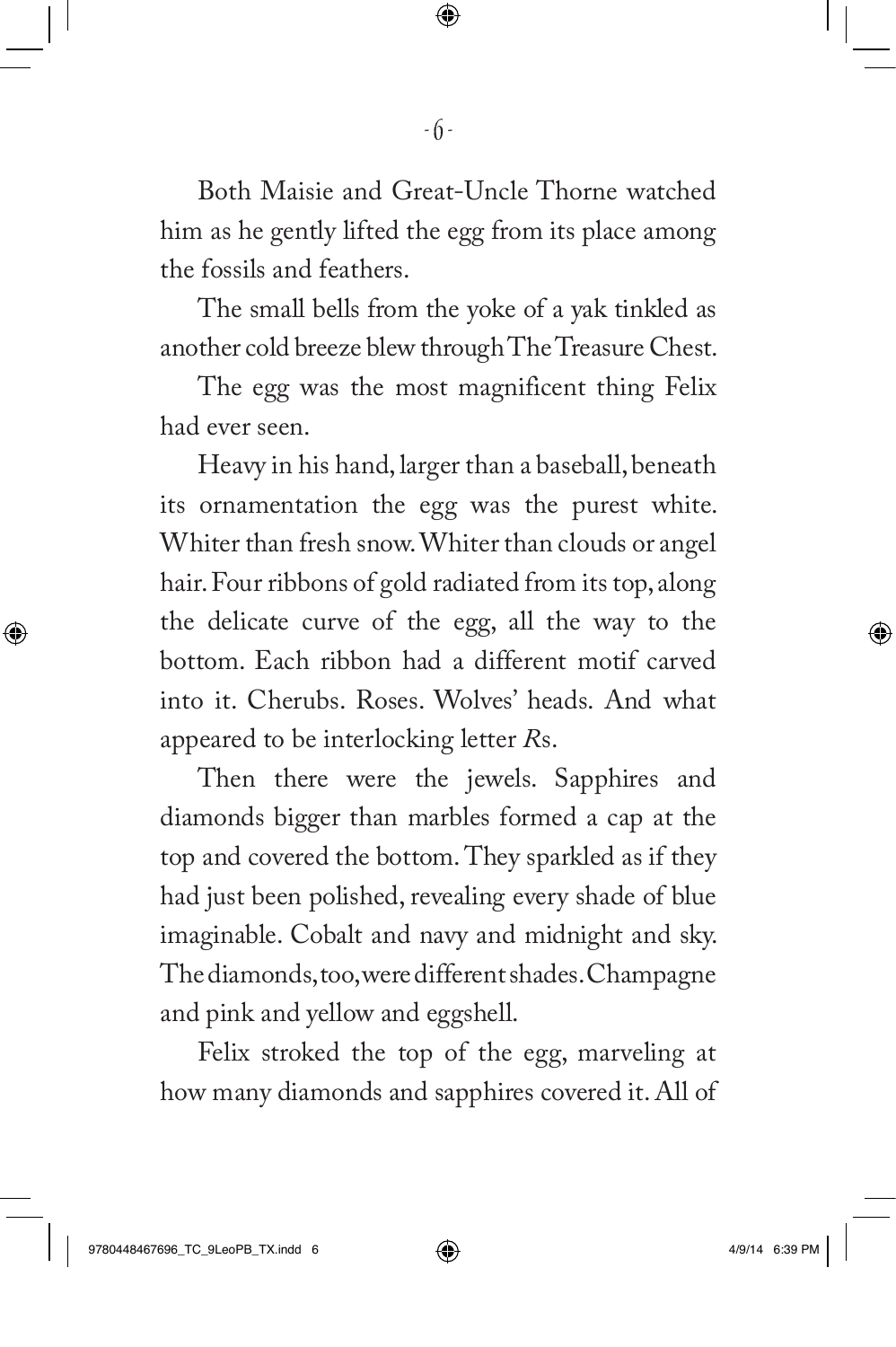Both Maisie and Great-Uncle Thorne watched him as he gently lifted the egg from its place among the fossils and feathers.

The small bells from the yoke of a yak tinkled as another cold breeze blew through The Treasure Chest.

The egg was the most magnificent thing Felix had ever seen.

Heavy in his hand, larger than a baseball, beneath its ornamentation the egg was the purest white. Whiter than fresh snow. Whiter than clouds or angel hair. Four ribbons of gold radiated from its top, along the delicate curve of the egg, all the way to the bottom. Each ribbon had a different motif carved into it. Cherubs. Roses. Wolves' heads. And what appeared to be interlocking letter *R*s.

Then there were the jewels. Sapphires and diamonds bigger than marbles formed a cap at the top and covered the bottom. They sparkled as if they had just been polished, revealing every shade of blue imaginable. Cobalt and navy and midnight and sky. The diamonds, too, were different shades. Champagne and pink and yellow and eggshell.

Felix stroked the top of the egg, marveling at how many diamonds and sapphires covered it. All of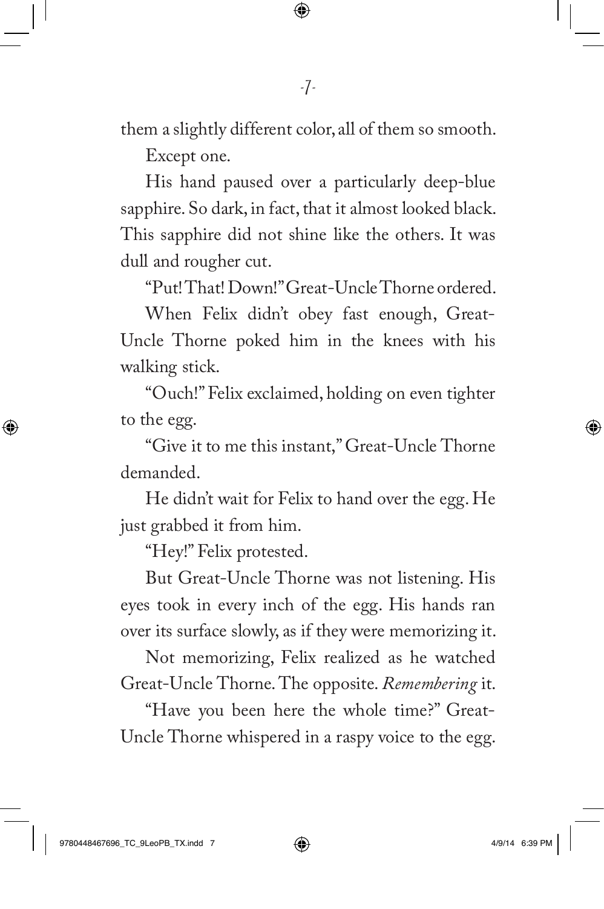them a slightly different color, all of them so smooth.

Except one.

His hand paused over a particularly deep-blue sapphire. So dark, in fact, that it almost looked black. This sapphire did not shine like the others. It was dull and rougher cut.

"Put! That! Down!" Great-Uncle Thorne ordered.

When Felix didn't obey fast enough, Great-Uncle Thorne poked him in the knees with his walking stick.

"Ouch!" Felix exclaimed, holding on even tighter to the egg.

"Give it to me this instant," Great-Uncle Thorne demanded.

He didn't wait for Felix to hand over the egg. He just grabbed it from him.

"Hey!" Felix protested.

But Great-Uncle Thorne was not listening. His eyes took in every inch of the egg. His hands ran over its surface slowly, as if they were memorizing it.

Not memorizing, Felix realized as he watched Great-Uncle Thorne. The opposite. *Remembering* it.

"Have you been here the whole time?" Great-Uncle Thorne whispered in a raspy voice to the egg.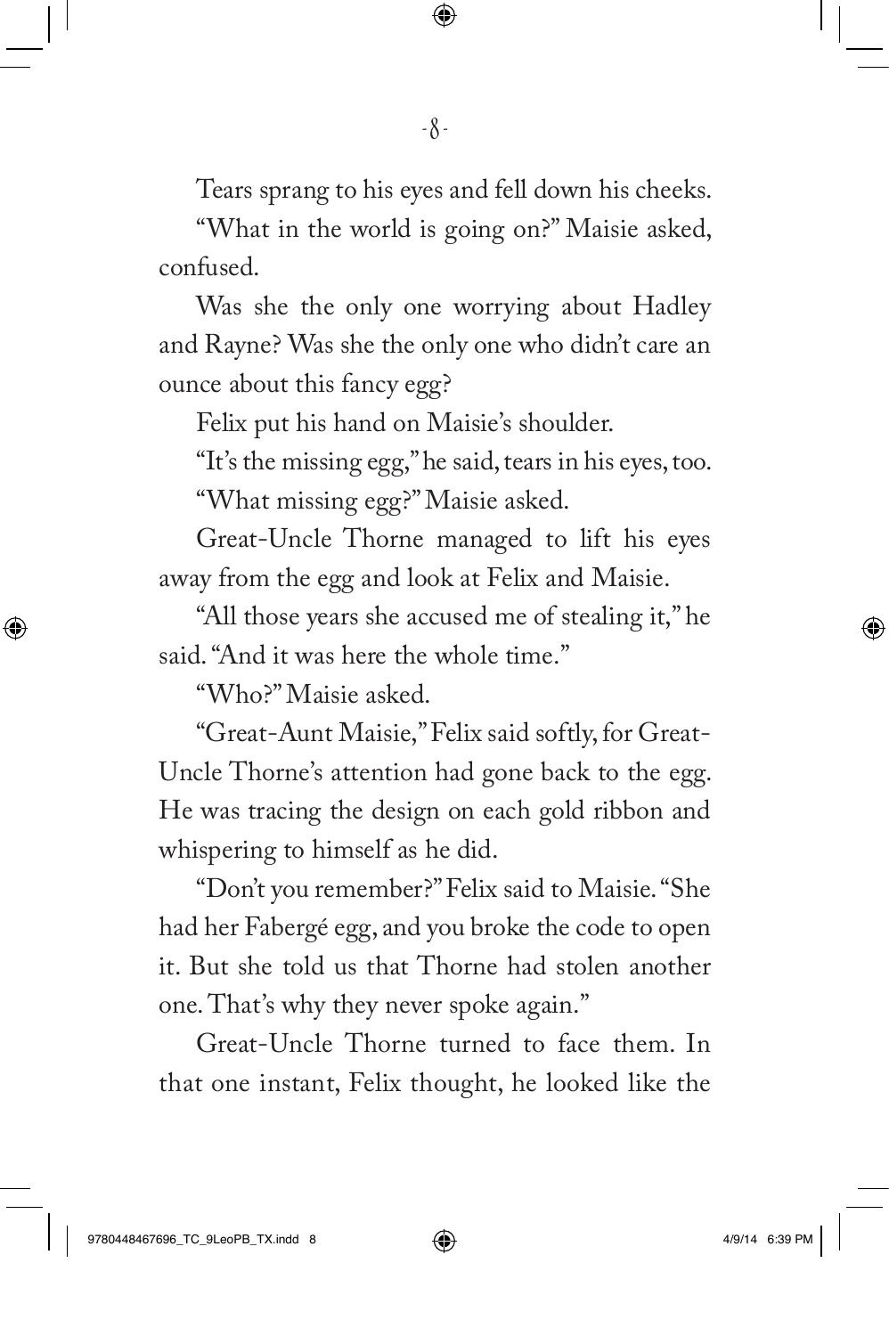Tears sprang to his eyes and fell down his cheeks.

"What in the world is going on?" Maisie asked, confused.

Was she the only one worrying about Hadley and Rayne? Was she the only one who didn't care an ounce about this fancy egg?

Felix put his hand on Maisie's shoulder.

"It's the missing egg," he said, tears in his eyes, too.

"What missing egg?" Maisie asked.

Great-Uncle Thorne managed to lift his eyes away from the egg and look at Felix and Maisie.

"All those years she accused me of stealing it," he said. "And it was here the whole time."

"Who?" Maisie asked.

"Great-Aunt Maisie," Felix said softly, for Great-Uncle Thorne's attention had gone back to the egg. He was tracing the design on each gold ribbon and whispering to himself as he did.

"Don't you remember?" Felix said to Maisie. "She had her Fabergé egg, and you broke the code to open it. But she told us that Thorne had stolen another one. That's why they never spoke again."

Great-Uncle Thorne turned to face them. In that one instant, Felix thought, he looked like the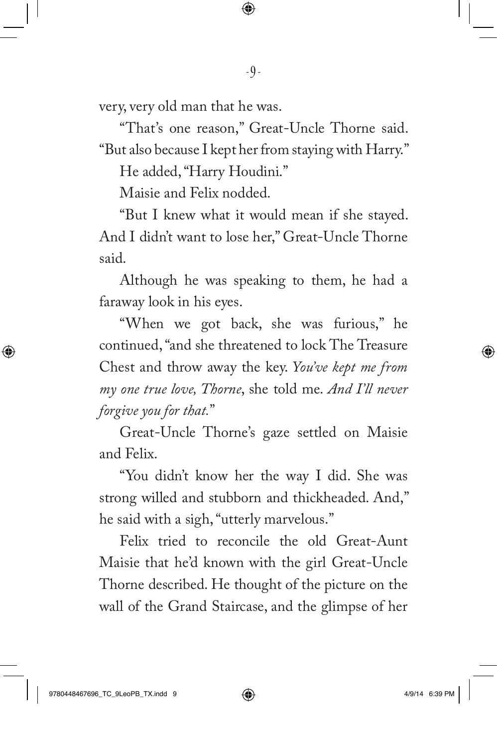very, very old man that he was.

"That's one reason," Great-Uncle Thorne said. "But also because I kept her from staying with Harry."

He added, "Harry Houdini."

Maisie and Felix nodded.

"But I knew what it would mean if she stayed. And I didn't want to lose her," Great-Uncle Thorne said.

Although he was speaking to them, he had a faraway look in his eyes.

"When we got back, she was furious," he continued, "and she threatened to lock The Treasure Chest and throw away the key. *You've kept me from my one true love, Thorne*, she told me. *And I'll never forgive you for that.*"

Great-Uncle Thorne's gaze settled on Maisie and Felix.

"You didn't know her the way I did. She was strong willed and stubborn and thickheaded. And," he said with a sigh, "utterly marvelous."

Felix tried to reconcile the old Great-Aunt Maisie that he'd known with the girl Great-Uncle Thorne described. He thought of the picture on the wall of the Grand Staircase, and the glimpse of her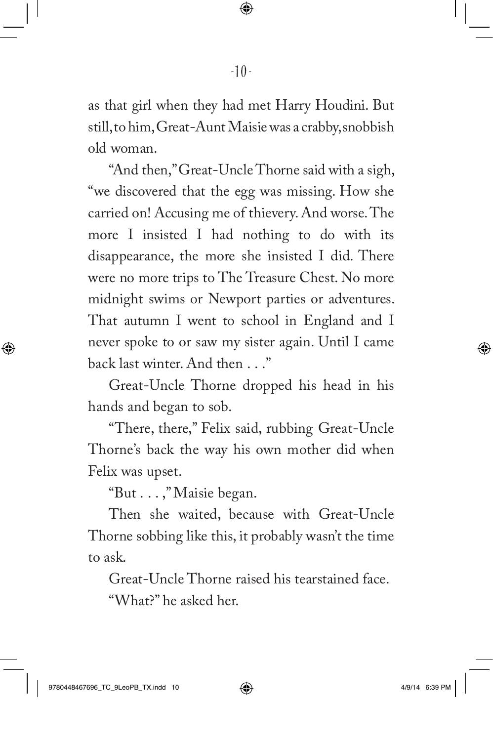as that girl when they had met Harry Houdini. But still, to him, Great-Aunt Maisie was a crabby, snobbish old woman.

"And then," Great-Uncle Thorne said with a sigh, "we discovered that the egg was missing. How she carried on! Accusing me of thievery. And worse. The more I insisted I had nothing to do with its disappearance, the more she insisted I did. There were no more trips to The Treasure Chest. No more midnight swims or Newport parties or adventures. That autumn I went to school in England and I never spoke to or saw my sister again. Until I came back last winter. And then . . ."

Great-Uncle Thorne dropped his head in his hands and began to sob.

"There, there," Felix said, rubbing Great-Uncle Thorne's back the way his own mother did when Felix was upset.

"But . . . ," Maisie began.

Then she waited, because with Great-Uncle Thorne sobbing like this, it probably wasn't the time to ask.

Great-Uncle Thorne raised his tearstained face.

"What?" he asked her.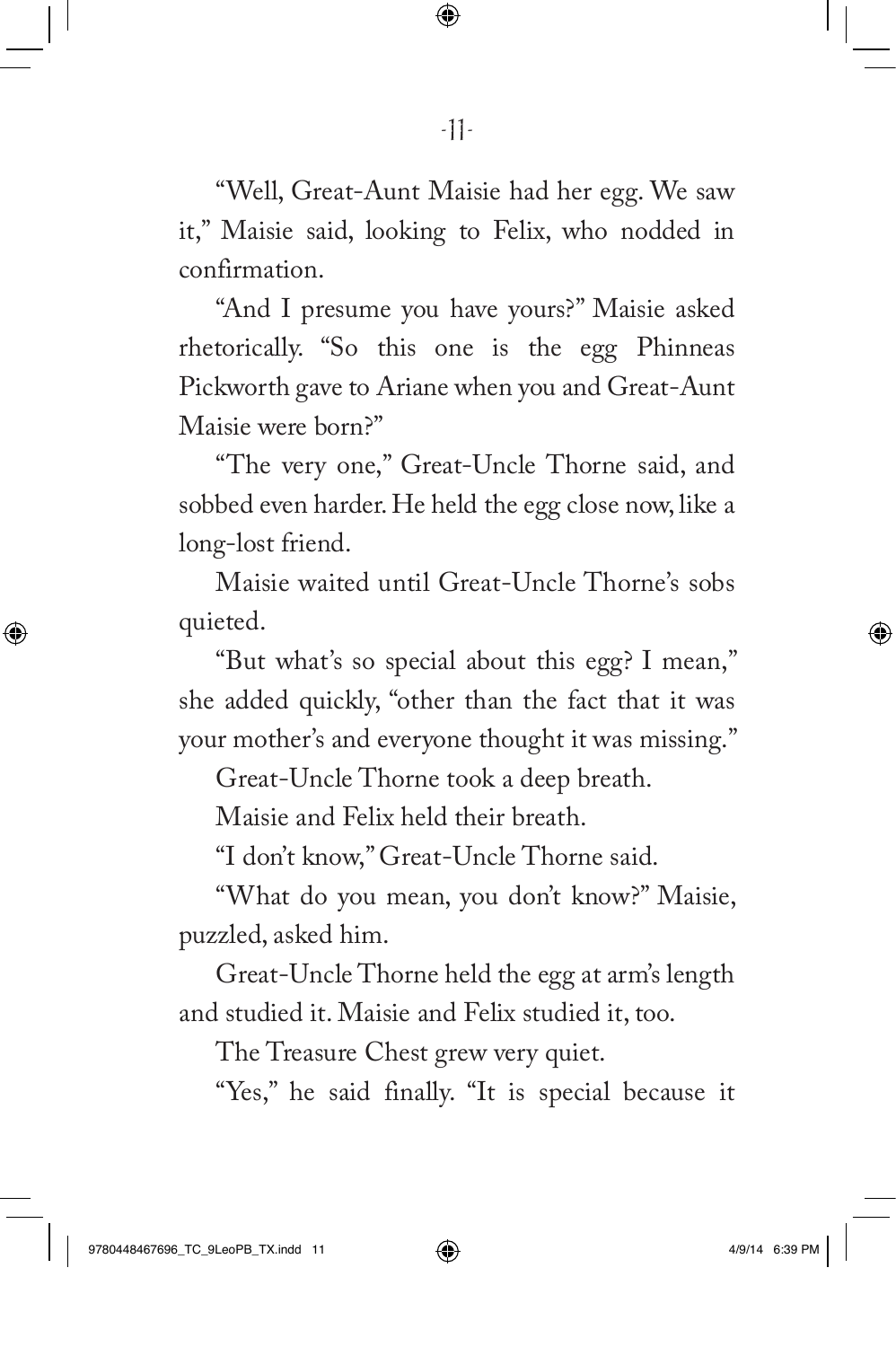"Well, Great-Aunt Maisie had her egg. We saw it," Maisie said, looking to Felix, who nodded in confirmation.

"And I presume you have yours?" Maisie asked rhetorically. "So this one is the egg Phinneas Pickworth gave to Ariane when you and Great-Aunt Maisie were born?"

"The very one," Great-Uncle Thorne said, and sobbed even harder. He held the egg close now, like a long-lost friend.

Maisie waited until Great-Uncle Thorne's sobs quieted.

"But what's so special about this egg? I mean," she added quickly, "other than the fact that it was your mother's and everyone thought it was missing."

Great-Uncle Thorne took a deep breath.

Maisie and Felix held their breath.

"I don't know," Great-Uncle Thorne said.

"What do you mean, you don't know?" Maisie, puzzled, asked him.

Great-Uncle Thorne held the egg at arm's length and studied it. Maisie and Felix studied it, too.

The Treasure Chest grew very quiet.

"Yes," he said finally. "It is special because it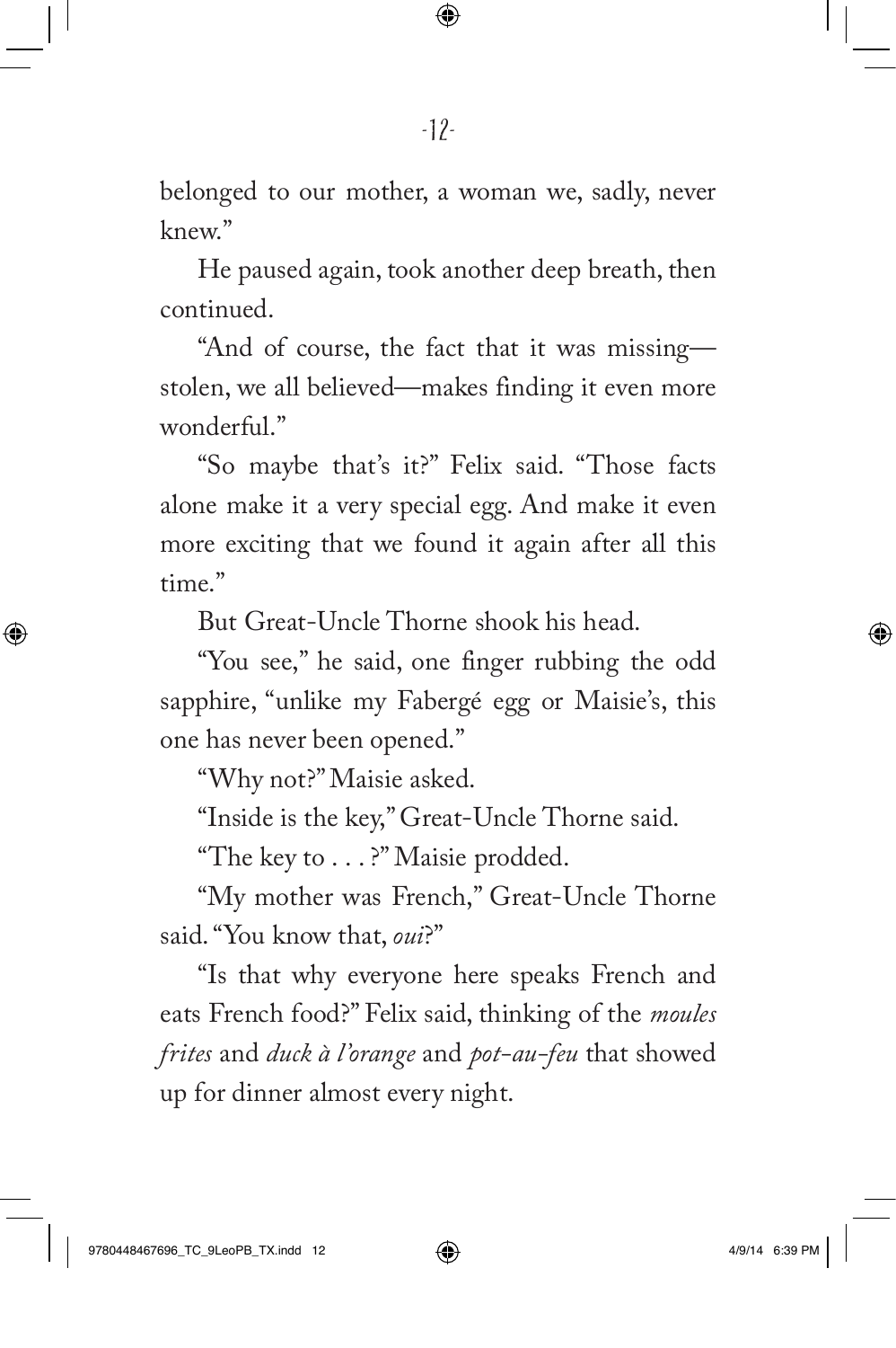belonged to our mother, a woman we, sadly, never knew."

He paused again, took another deep breath, then continued.

"And of course, the fact that it was missing—stolen, we all believed—makes finding it even more wonderful."

"So maybe that's it?" Felix said. "Those facts alone make it a very special egg. And make it even more exciting that we found it again after all this time."

But Great-Uncle Thorne shook his head.

"You see," he said, one finger rubbing the odd sapphire, "unlike my Fabergé egg or Maisie's, this one has never been opened."

"Why not?" Maisie asked.

"Inside is the key," Great-Uncle Thorne said.

"The key to . . . ?" Maisie prodded.

"My mother was French," Great-Uncle Thorne said. "You know that, *oui*?"

"Is that why everyone here speaks French and eats French food?" Felix said, thinking of the *moules frites* and *duck à l'orange* and *pot-au-feu* that showed up for dinner almost every night.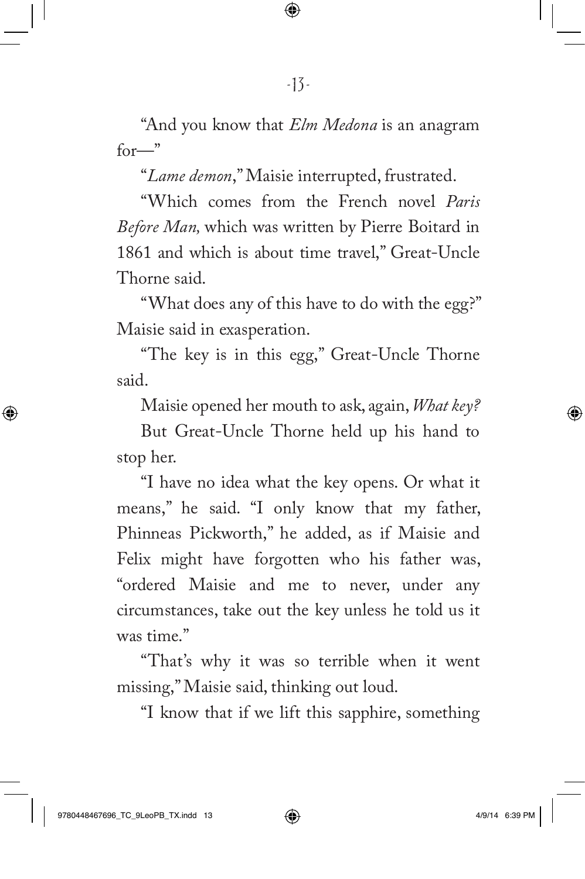"And you know that *Elm Medona* is an anagram for—"

"*Lame demon*," Maisie interrupted, frustrated.

"Which comes from the French novel *Paris Before Man,* which was written by Pierre Boitard in 1861 and which is about time travel," Great-Uncle Thorne said.

"What does any of this have to do with the egg?" Maisie said in exasperation.

"The key is in this egg," Great-Uncle Thorne said.

Maisie opened her mouth to ask, again, *What key?*

But Great-Uncle Thorne held up his hand to stop her.

"I have no idea what the key opens. Or what it means," he said. "I only know that my father, Phinneas Pickworth," he added, as if Maisie and Felix might have forgotten who his father was, "ordered Maisie and me to never, under any circumstances, take out the key unless he told us it was time."

"That's why it was so terrible when it went missing," Maisie said, thinking out loud.

"I know that if we lift this sapphire, something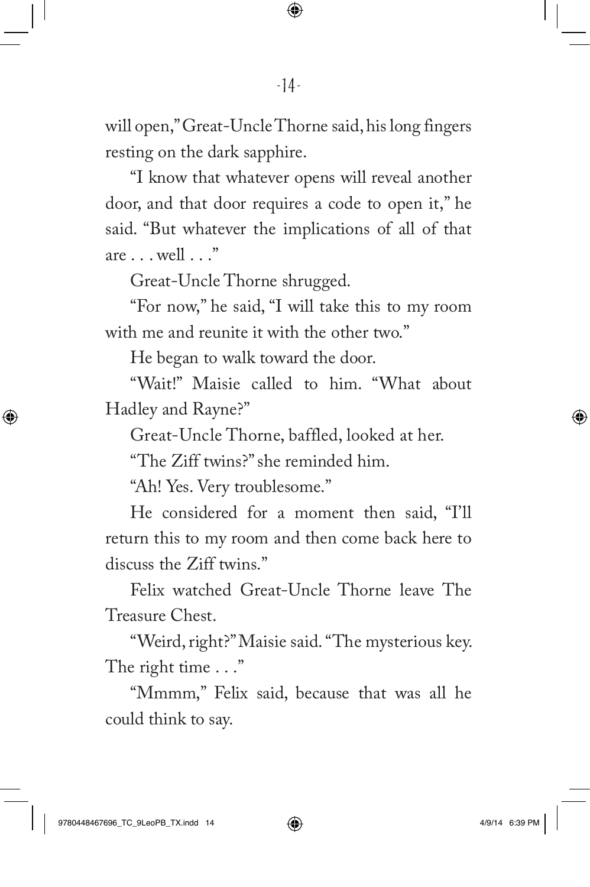will open," Great-Uncle Thorne said, his long fingers resting on the dark sapphire.

"I know that whatever opens will reveal another door, and that door requires a code to open it," he said. "But whatever the implications of all of that are . . . well . . ."

Great-Uncle Thorne shrugged.

"For now," he said, "I will take this to my room with me and reunite it with the other two."

He began to walk toward the door.

"Wait!" Maisie called to him. "What about Hadley and Rayne?"

Great-Uncle Thorne, baffled, looked at her.

"The Ziff twins?" she reminded him.

"Ah! Yes. Very troublesome."

He considered for a moment then said, "I'll return this to my room and then come back here to discuss the Ziff twins."

Felix watched Great-Uncle Thorne leave The Treasure Chest.

"Weird, right?" Maisie said. "The mysterious key. The right time . . ."

"Mmmm," Felix said, because that was all he could think to say.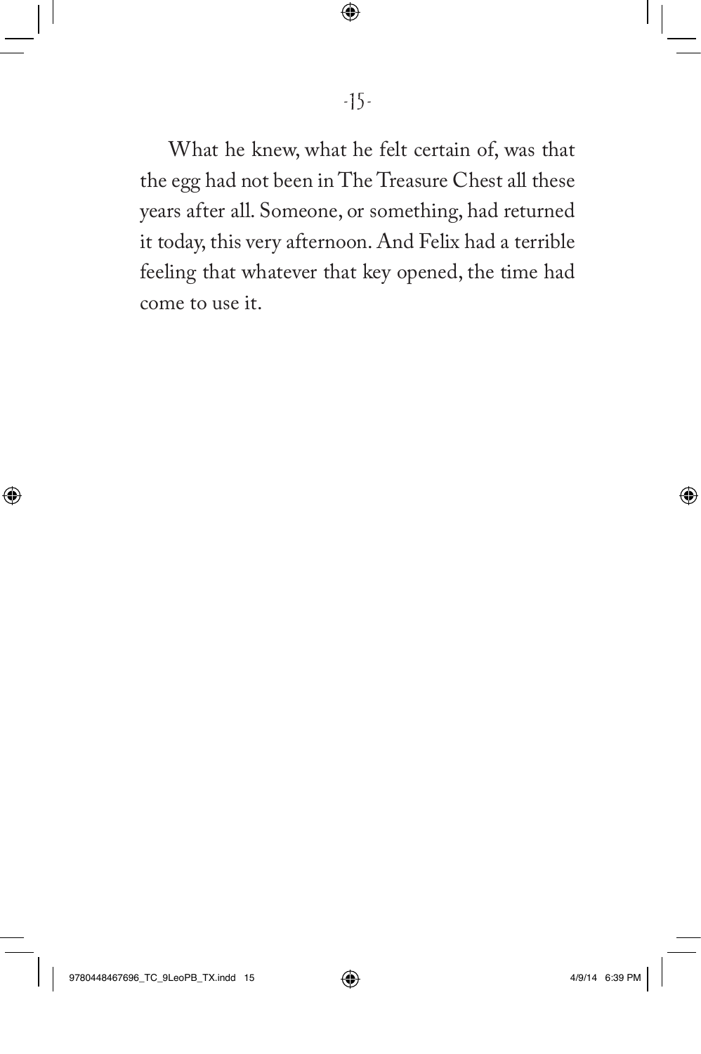What he knew, what he felt certain of, was that the egg had not been in The Treasure Chest all these years after all. Someone, or something, had returned it today, this very afternoon. And Felix had a terrible feeling that whatever that key opened, the time had come to use it.